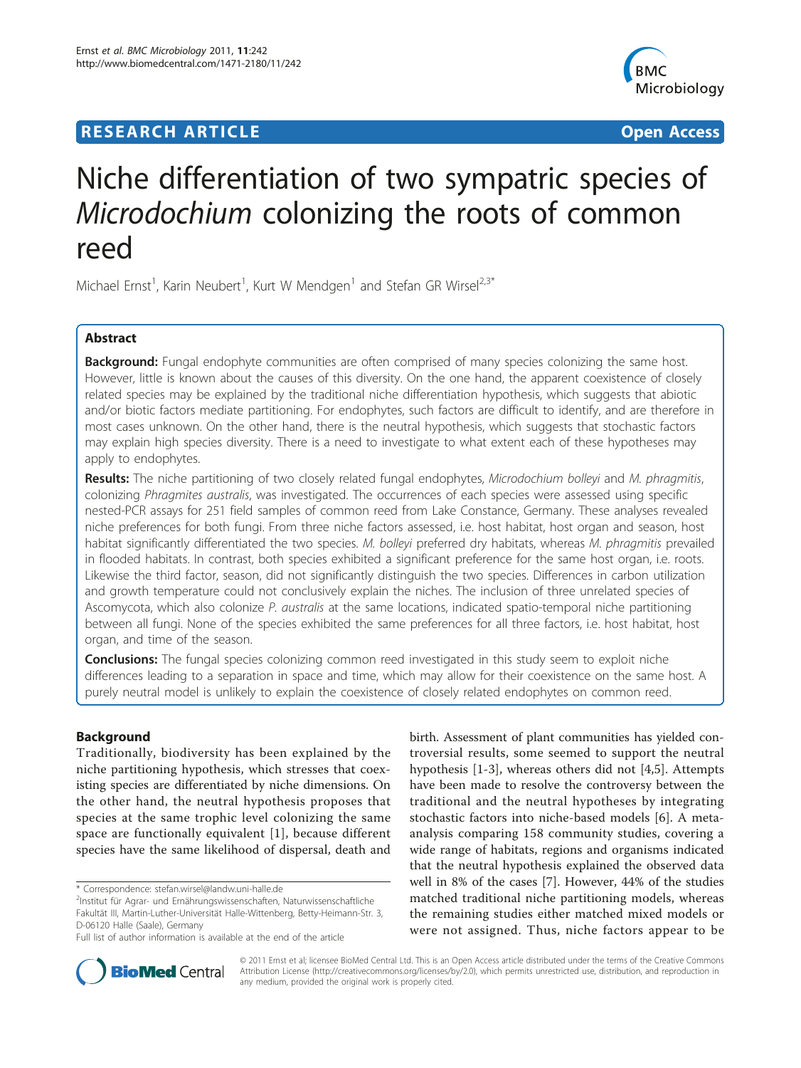# RESEARCH ARTICLE

**Open Access**

# Niche differentiation of two sympatric species of *Microdochium* colonizing the roots of common reed

Michael Ernst[1], Karin Neubert[1], Kurt W Mendgen[1] and Stefan GR Wirsel[2,3*]

## Abstract

**Background:** Fungal endophyte communities are often comprised of many species colonizing the same host. However, little is known about the causes of this diversity. On the one hand, the apparent coexistence of closely related species may be explained by the traditional niche differentiation hypothesis, which suggests that abiotic and/or biotic factors mediate partitioning. For endophytes, such factors are difficult to identify, and are therefore in most cases unknown. On the other hand, there is the neutral hypothesis, which suggests that stochastic factors may explain high species diversity. There is a need to investigate to what extent each of these hypotheses may apply to endophytes.

**Results:** The niche partitioning of two closely related fungal endophytes, *Microdochium bolleyi* and *M. phragmitis*, colonizing *Phragmites australis*, was investigated. The occurrences of each species were assessed using specific nested-PCR assays for 251 field samples of common reed from Lake Constance, Germany. These analyses revealed niche preferences for both fungi. From three niche factors assessed, i.e. host habitat, host organ and season, host habitat significantly differentiated the two species. *M. bolleyi* preferred dry habitats, whereas *M. phragmitis* prevailed in flooded habitats. In contrast, both species exhibited a significant preference for the same host organ, i.e. roots. Likewise the third factor, season, did not significantly distinguish the two species. Differences in carbon utilization and growth temperature could not conclusively explain the niches. The inclusion of three unrelated species of Ascomycota, which also colonize *P. australis* at the same locations, indicated spatio-temporal niche partitioning between all fungi. None of the species exhibited the same preferences for all three factors, i.e. host habitat, host organ, and time of the season.

**Conclusions:** The fungal species colonizing common reed investigated in this study seem to exploit niche differences leading to a separation in space and time, which may allow for their coexistence on the same host. A purely neutral model is unlikely to explain the coexistence of closely related endophytes on common reed.

## Background

Traditionally, biodiversity has been explained by the niche partitioning hypothesis, which stresses that coexisting species are differentiated by niche dimensions. On the other hand, the neutral hypothesis proposes that species at the same trophic level colonizing the same space are functionally equivalent [1], because different species have the same likelihood of dispersal, death and birth. Assessment of plant communities has yielded controversial results, some seemed to support the neutral hypothesis [1-3], whereas others did not [4,5]. Attempts have been made to resolve the controversy between the traditional and the neutral hypotheses by integrating stochastic factors into niche-based models [6]. A meta-analysis comparing 158 community studies, covering a wide range of habitats, regions and organisms indicated that the neutral hypothesis explained the observed data well in 8% of the cases [7]. However, 44% of the studies matched traditional niche partitioning models, whereas the remaining studies either matched mixed models or were not assigned. Thus, niche factors appear to be

\* Correspondence: stefan.wirsel@landw.uni-halle.de
[2]Institut für Agrar- und Ernährungswissenschaften, Naturwissenschaftliche Fakultät III, Martin-Luther-Universität Halle-Wittenberg, Betty-Heimann-Str. 3, D-06120 Halle (Saale), Germany
Full list of author information is available at the end of the article

© 2011 Ernst et al; licensee BioMed Central Ltd. This is an Open Access article distributed under the terms of the Creative Commons Attribution License (http://creativecommons.org/licenses/by/2.0), which permits unrestricted use, distribution, and reproduction in any medium, provided the original work is properly cited.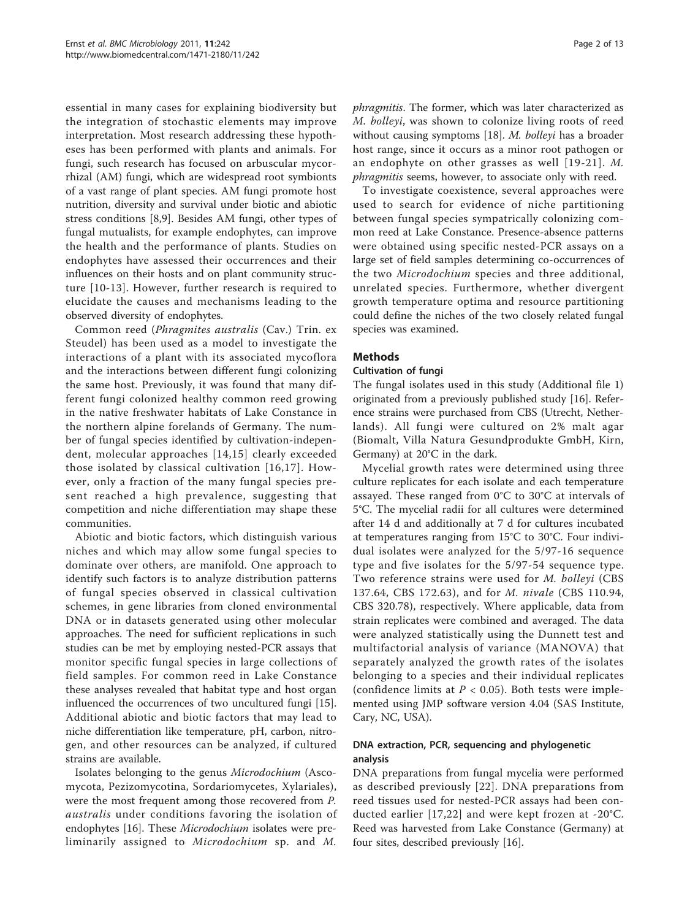essential in many cases for explaining biodiversity but the integration of stochastic elements may improve interpretation. Most research addressing these hypotheses has been performed with plants and animals. For fungi, such research has focused on arbuscular mycorrhizal (AM) fungi, which are widespread root symbionts of a vast range of plant species. AM fungi promote host nutrition, diversity and survival under biotic and abiotic stress conditions [8,9]. Besides AM fungi, other types of fungal mutualists, for example endophytes, can improve the health and the performance of plants. Studies on endophytes have assessed their occurrences and their influences on their hosts and on plant community structure [10-13]. However, further research is required to elucidate the causes and mechanisms leading to the observed diversity of endophytes.

Common reed (*Phragmites australis* (Cav.) Trin. ex Steudel) has been used as a model to investigate the interactions of a plant with its associated mycoflora and the interactions between different fungi colonizing the same host. Previously, it was found that many different fungi colonized healthy common reed growing in the native freshwater habitats of Lake Constance in the northern alpine forelands of Germany. The number of fungal species identified by cultivation-independent, molecular approaches [14,15] clearly exceeded those isolated by classical cultivation [16,17]. However, only a fraction of the many fungal species present reached a high prevalence, suggesting that competition and niche differentiation may shape these communities.

Abiotic and biotic factors, which distinguish various niches and which may allow some fungal species to dominate over others, are manifold. One approach to identify such factors is to analyze distribution patterns of fungal species observed in classical cultivation schemes, in gene libraries from cloned environmental DNA or in datasets generated using other molecular approaches. The need for sufficient replications in such studies can be met by employing nested-PCR assays that monitor specific fungal species in large collections of field samples. For common reed in Lake Constance these analyses revealed that habitat type and host organ influenced the occurrences of two uncultured fungi [15]. Additional abiotic and biotic factors that may lead to niche differentiation like temperature, pH, carbon, nitrogen, and other resources can be analyzed, if cultured strains are available.

Isolates belonging to the genus *Microdochium* (Ascomycota, Pezizomycotina, Sordariomycetes, Xylariales), were the most frequent among those recovered from *P. australis* under conditions favoring the isolation of endophytes [16]. These *Microdochium* isolates were preliminarily assigned to *Microdochium* sp. and *M. phragmitis*. The former, which was later characterized as *M. bolleyi*, was shown to colonize living roots of reed without causing symptoms [18]. *M. bolleyi* has a broader host range, since it occurs as a minor root pathogen or an endophyte on other grasses as well [19-21]. *M. phragmitis* seems, however, to associate only with reed.

To investigate coexistence, several approaches were used to search for evidence of niche partitioning between fungal species sympatrically colonizing common reed at Lake Constance. Presence-absence patterns were obtained using specific nested-PCR assays on a large set of field samples determining co-occurrences of the two *Microdochium* species and three additional, unrelated species. Furthermore, whether divergent growth temperature optima and resource partitioning could define the niches of the two closely related fungal species was examined.

## Methods

### Cultivation of fungi

The fungal isolates used in this study (Additional file 1) originated from a previously published study [16]. Reference strains were purchased from CBS (Utrecht, Netherlands). All fungi were cultured on 2% malt agar (Biomalt, Villa Natura Gesundprodukte GmbH, Kirn, Germany) at 20°C in the dark.

Mycelial growth rates were determined using three culture replicates for each isolate and each temperature assayed. These ranged from 0°C to 30°C at intervals of 5°C. The mycelial radii for all cultures were determined after 14 d and additionally at 7 d for cultures incubated at temperatures ranging from 15°C to 30°C. Four individual isolates were analyzed for the 5/97-16 sequence type and five isolates for the 5/97-54 sequence type. Two reference strains were used for *M. bolleyi* (CBS 137.64, CBS 172.63), and for *M. nivale* (CBS 110.94, CBS 320.78), respectively. Where applicable, data from strain replicates were combined and averaged. The data were analyzed statistically using the Dunnett test and multifactorial analysis of variance (MANOVA) that separately analyzed the growth rates of the isolates belonging to a species and their individual replicates (confidence limits at $P < 0.05$). Both tests were implemented using JMP software version 4.04 (SAS Institute, Cary, NC, USA).

### DNA extraction, PCR, sequencing and phylogenetic analysis

DNA preparations from fungal mycelia were performed as described previously [22]. DNA preparations from reed tissues used for nested-PCR assays had been conducted earlier [17,22] and were kept frozen at -20°C. Reed was harvested from Lake Constance (Germany) at four sites, described previously [16].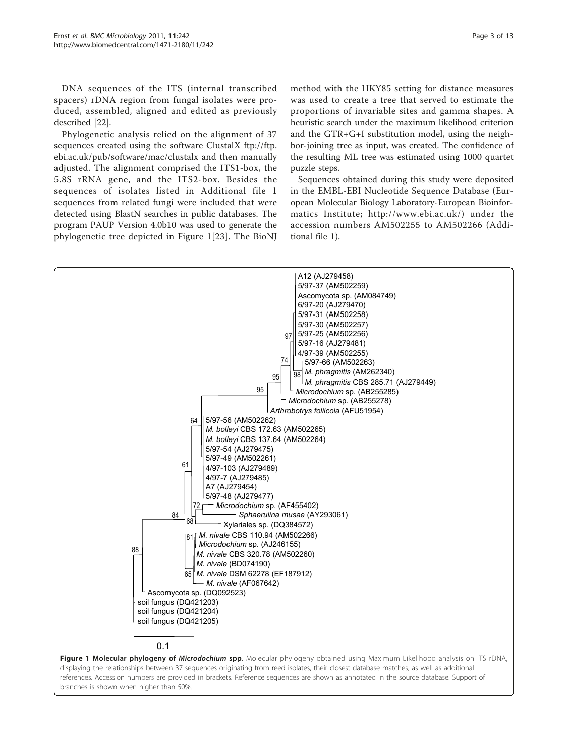DNA sequences of the ITS (internal transcribed spacers) rDNA region from fungal isolates were produced, assembled, aligned and edited as previously described [22].

Phylogenetic analysis relied on the alignment of 37 sequences created using the software ClustalX ftp://ftp.ebi.ac.uk/pub/software/mac/clustalx and then manually adjusted. The alignment comprised the ITS1-box, the 5.8S rRNA gene, and the ITS2-box. Besides the sequences of isolates listed in Additional file 1 sequences from related fungi were included that were detected using BlastN searches in public databases. The program PAUP Version 4.0b10 was used to generate the phylogenetic tree depicted in Figure 1[23]. The BioNJ method with the HKY85 setting for distance measures was used to create a tree that served to estimate the proportions of invariable sites and gamma shapes. A heuristic search under the maximum likelihood criterion and the GTR+G+I substitution model, using the neighbor-joining tree as input, was created. The confidence of the resulting ML tree was estimated using 1000 quartet puzzle steps.

Sequences obtained during this study were deposited in the EMBL-EBI Nucleotide Sequence Database (European Molecular Biology Laboratory-European Bioinformatics Institute; http://www.ebi.ac.uk/) under the accession numbers AM502255 to AM502266 (Additional file 1).

**Figure 1 Molecular phylogeny of *Microdochium* spp**. Molecular phylogeny obtained using Maximum Likelihood analysis on ITS rDNA, displaying the relationships between 37 sequences originating from reed isolates, their closest database matches, as well as additional references. Accession numbers are provided in brackets. Reference sequences are shown as annotated in the source database. Support of branches is shown when higher than 50%.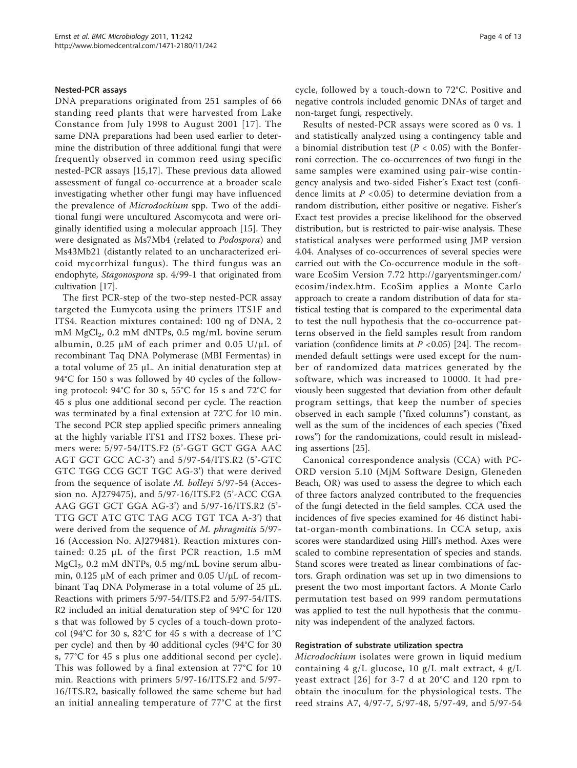#### Nested-PCR assays

DNA preparations originated from 251 samples of 66 standing reed plants that were harvested from Lake Constance from July 1998 to August 2001 [17]. The same DNA preparations had been used earlier to determine the distribution of three additional fungi that were frequently observed in common reed using specific nested-PCR assays [15,17]. These previous data allowed assessment of fungal co-occurrence at a broader scale investigating whether other fungi may have influenced the prevalence of *Microdochium* spp. Two of the additional fungi were uncultured Ascomycota and were originally identified using a molecular approach [15]. They were designated as Ms7Mb4 (related to *Podospora*) and Ms43Mb21 (distantly related to an uncharacterized ericoid mycorrhizal fungus). The third fungus was an endophyte, *Stagonospora* sp. 4/99-1 that originated from cultivation [17].

The first PCR-step of the two-step nested-PCR assay targeted the Eumycota using the primers ITS1F and ITS4. Reaction mixtures contained: 100 ng of DNA, 2 mM $MgCl_2$, 0.2 mM dNTPs, 0.5 mg/mL bovine serum albumin, 0.25 µM of each primer and 0.05 U/µL of recombinant Taq DNA Polymerase (MBI Fermentas) in a total volume of 25 µL. An initial denaturation step at 94°C for 150 s was followed by 40 cycles of the following protocol: 94°C for 30 s, 55°C for 15 s and 72°C for 45 s plus one additional second per cycle. The reaction was terminated by a final extension at 72°C for 10 min. The second PCR step applied specific primers annealing at the highly variable ITS1 and ITS2 boxes. These primers were: 5/97-54/ITS.F2 (5'-GGT GCT GGA AAC AGT GCT GCC AC-3') and 5/97-54/ITS.R2 (5'-GTC GTC TGG CCG GCT TGC AG-3') that were derived from the sequence of isolate *M. bolleyi* 5/97-54 (Accession no. AJ279475), and 5/97-16/ITS.F2 (5'-ACC CGA AAG GGT GCT GGA AG-3') and 5/97-16/ITS.R2 (5'-TTG GCT ATC GTC TAG ACG TGT TCA A-3') that were derived from the sequence of *M. phragmitis* 5/97-16 (Accession No. AJ279481). Reaction mixtures contained: 0.25 µL of the first PCR reaction, 1.5 mM $MgCl_2$, 0.2 mM dNTPs, 0.5 mg/mL bovine serum albumin, 0.125 µM of each primer and 0.05 U/µL of recombinant Taq DNA Polymerase in a total volume of 25 µL. Reactions with primers 5/97-54/ITS.F2 and 5/97-54/ITS.R2 included an initial denaturation step of 94°C for 120 s that was followed by 5 cycles of a touch-down protocol (94°C for 30 s, 82°C for 45 s with a decrease of 1°C per cycle) and then by 40 additional cycles (94°C for 30 s, 77°C for 45 s plus one additional second per cycle). This was followed by a final extension at 77°C for 10 min. Reactions with primers 5/97-16/ITS.F2 and 5/97-16/ITS.R2, basically followed the same scheme but had an initial annealing temperature of 77°C at the first cycle, followed by a touch-down to 72°C. Positive and negative controls included genomic DNAs of target and non-target fungi, respectively.

Results of nested-PCR assays were scored as 0 vs. 1 and statistically analyzed using a contingency table and a binomial distribution test ($P < 0.05$) with the Bonferroni correction. The co-occurrences of two fungi in the same samples were examined using pair-wise contingency analysis and two-sided Fisher's Exact test (confidence limits at $P < 0.05$) to determine deviation from a random distribution, either positive or negative. Fisher's Exact test provides a precise likelihood for the observed distribution, but is restricted to pair-wise analysis. These statistical analyses were performed using JMP version 4.04. Analyses of co-occurrences of several species were carried out with the Co-occurrence module in the software EcoSim Version 7.72 http://garyentsminger.com/ecosim/index.htm. EcoSim applies a Monte Carlo approach to create a random distribution of data for statistical testing that is compared to the experimental data to test the null hypothesis that the co-occurrence patterns observed in the field samples result from random variation (confidence limits at $P < 0.05$) [24]. The recommended default settings were used except for the number of randomized data matrices generated by the software, which was increased to 10000. It had previously been suggested that deviation from other default program settings, that keep the number of species observed in each sample ("fixed columns") constant, as well as the sum of the incidences of each species ("fixed rows") for the randomizations, could result in misleading assertions [25].

Canonical correspondence analysis (CCA) with PC-ORD version 5.10 (MjM Software Design, Gleneden Beach, OR) was used to assess the degree to which each of three factors analyzed contributed to the frequencies of the fungi detected in the field samples. CCA used the incidences of five species examined for 46 distinct habitat-organ-month combinations. In CCA setup, axis scores were standardized using Hill's method. Axes were scaled to combine representation of species and stands. Stand scores were treated as linear combinations of factors. Graph ordination was set up in two dimensions to present the two most important factors. A Monte Carlo permutation test based on 999 random permutations was applied to test the null hypothesis that the community was independent of the analyzed factors.

#### Registration of substrate utilization spectra

*Microdochium* isolates were grown in liquid medium containing 4 g/L glucose, 10 g/L malt extract, 4 g/L yeast extract [26] for 3-7 d at 20°C and 120 rpm to obtain the inoculum for the physiological tests. The reed strains A7, 4/97-7, 5/97-48, 5/97-49, and 5/97-54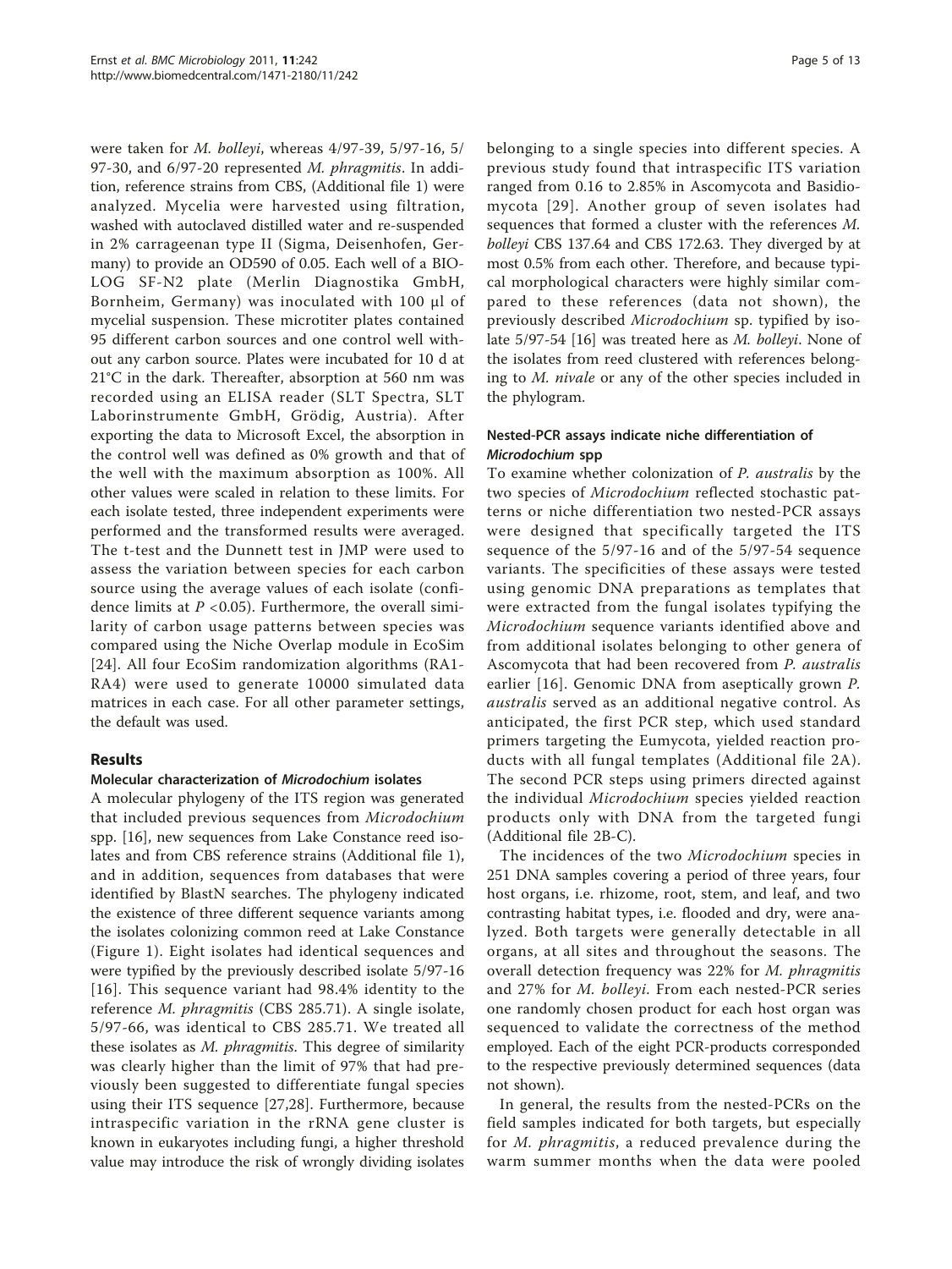were taken for *M. bolleyi*, whereas 4/97-39, 5/97-16, 5/97-30, and 6/97-20 represented *M. phragmitis*. In addition, reference strains from CBS, (Additional file 1) were analyzed. Mycelia were harvested using filtration, washed with autoclaved distilled water and re-suspended in 2% carrageenan type II (Sigma, Deisenhofen, Germany) to provide an OD590 of 0.05. Each well of a BIOLOG SF-N2 plate (Merlin Diagnostika GmbH, Bornheim, Germany) was inoculated with 100 µl of mycelial suspension. These microtiter plates contained 95 different carbon sources and one control well without any carbon source. Plates were incubated for 10 d at 21°C in the dark. Thereafter, absorption at 560 nm was recorded using an ELISA reader (SLT Spectra, SLT Laborinstrumente GmbH, Grödig, Austria). After exporting the data to Microsoft Excel, the absorption in the control well was defined as 0% growth and that of the well with the maximum absorption as 100%. All other values were scaled in relation to these limits. For each isolate tested, three independent experiments were performed and the transformed results were averaged. The t-test and the Dunnett test in JMP were used to assess the variation between species for each carbon source using the average values of each isolate (confidence limits at $P < 0.05$). Furthermore, the overall similarity of carbon usage patterns between species was compared using the Niche Overlap module in EcoSim [24]. All four EcoSim randomization algorithms (RA1-RA4) were used to generate 10000 simulated data matrices in each case. For all other parameter settings, the default was used.

## Results

### Molecular characterization of *Microdochium* isolates

A molecular phylogeny of the ITS region was generated that included previous sequences from *Microdochium* spp. [16], new sequences from Lake Constance reed isolates and from CBS reference strains (Additional file 1), and in addition, sequences from databases that were identified by BlastN searches. The phylogeny indicated the existence of three different sequence variants among the isolates colonizing common reed at Lake Constance (Figure 1). Eight isolates had identical sequences and were typified by the previously described isolate 5/97-16 [16]. This sequence variant had 98.4% identity to the reference *M. phragmitis* (CBS 285.71). A single isolate, 5/97-66, was identical to CBS 285.71. We treated all these isolates as *M. phragmitis*. This degree of similarity was clearly higher than the limit of 97% that had previously been suggested to differentiate fungal species using their ITS sequence [27,28]. Furthermore, because intraspecific variation in the rRNA gene cluster is known in eukaryotes including fungi, a higher threshold value may introduce the risk of wrongly dividing isolates belonging to a single species into different species. A previous study found that intraspecific ITS variation ranged from 0.16 to 2.85% in Ascomycota and Basidiomycota [29]. Another group of seven isolates had sequences that formed a cluster with the references *M. bolleyi* CBS 137.64 and CBS 172.63. They diverged by at most 0.5% from each other. Therefore, and because typical morphological characters were highly similar compared to these references (data not shown), the previously described *Microdochium* sp. typified by isolate 5/97-54 [16] was treated here as *M. bolleyi*. None of the isolates from reed clustered with references belonging to *M. nivale* or any of the other species included in the phylogram.

### Nested-PCR assays indicate niche differentiation of *Microdochium* spp

To examine whether colonization of *P. australis* by the two species of *Microdochium* reflected stochastic patterns or niche differentiation two nested-PCR assays were designed that specifically targeted the ITS sequence of the 5/97-16 and of the 5/97-54 sequence variants. The specificities of these assays were tested using genomic DNA preparations as templates that were extracted from the fungal isolates typifying the *Microdochium* sequence variants identified above and from additional isolates belonging to other genera of Ascomycota that had been recovered from *P. australis* earlier [16]. Genomic DNA from aseptically grown *P. australis* served as an additional negative control. As anticipated, the first PCR step, which used standard primers targeting the Eumycota, yielded reaction products with all fungal templates (Additional file 2A). The second PCR steps using primers directed against the individual *Microdochium* species yielded reaction products only with DNA from the targeted fungi (Additional file 2B-C).

The incidences of the two *Microdochium* species in 251 DNA samples covering a period of three years, four host organs, i.e. rhizome, root, stem, and leaf, and two contrasting habitat types, i.e. flooded and dry, were analyzed. Both targets were generally detectable in all organs, at all sites and throughout the seasons. The overall detection frequency was 22% for *M. phragmitis* and 27% for *M. bolleyi*. From each nested-PCR series one randomly chosen product for each host organ was sequenced to validate the correctness of the method employed. Each of the eight PCR-products corresponded to the respective previously determined sequences (data not shown).

In general, the results from the nested-PCRs on the field samples indicated for both targets, but especially for *M. phragmitis*, a reduced prevalence during the warm summer months when the data were pooled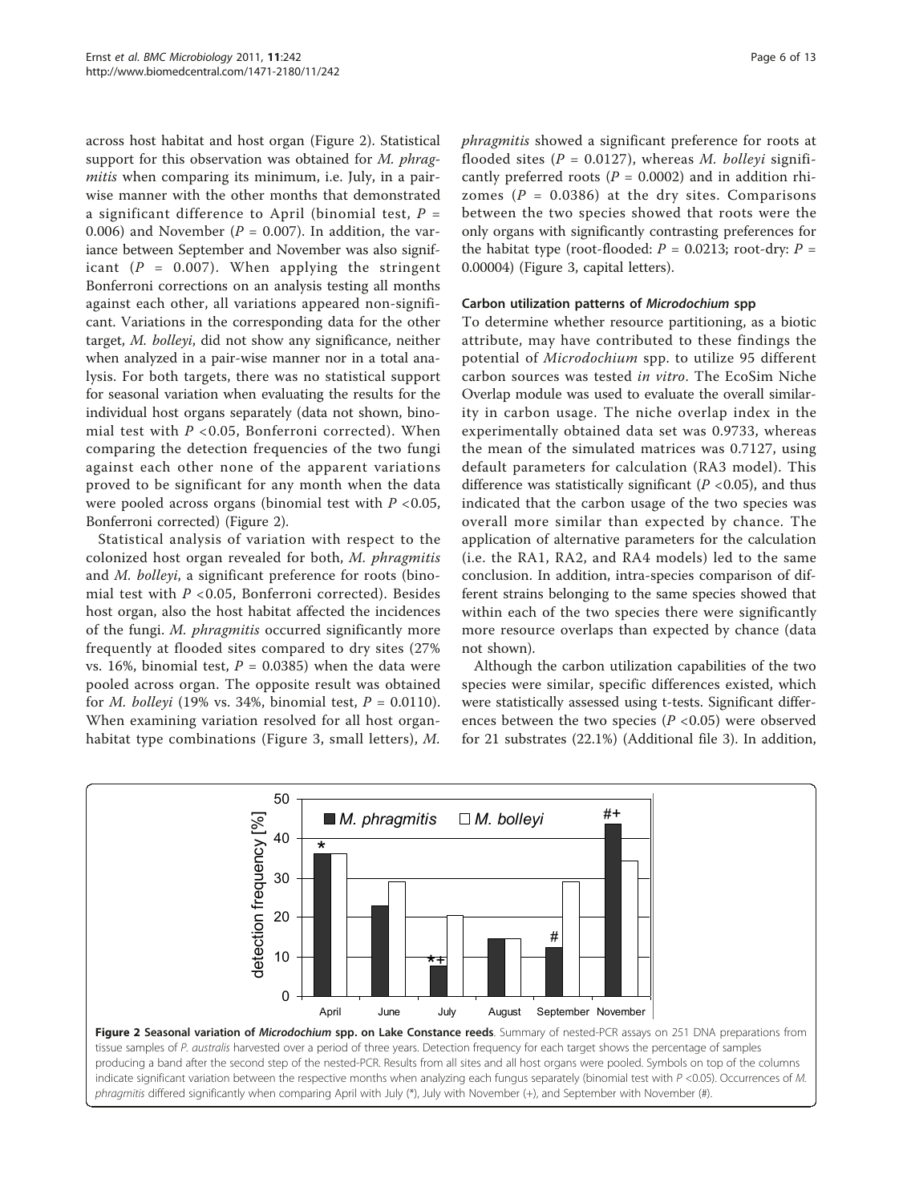across host habitat and host organ (Figure 2). Statistical support for this observation was obtained for *M. phragmitis* when comparing its minimum, i.e. July, in a pairwise manner with the other months that demonstrated a significant difference to April (binomial test, $P$ = 0.006) and November ($P$ = 0.007). In addition, the variance between September and November was also significant ($P$ = 0.007). When applying the stringent Bonferroni corrections on an analysis testing all months against each other, all variations appeared non-significant. Variations in the corresponding data for the other target, *M. bolleyi*, did not show any significance, neither when analyzed in a pair-wise manner nor in a total analysis. For both targets, there was no statistical support for seasonal variation when evaluating the results for the individual host organs separately (data not shown, binomial test with $P$ <0.05, Bonferroni corrected). Whereas comparing the detection frequencies of the two fungi against each other none of the apparent variations proved to be significant for any month when the data were pooled across organs (binomial test with $P$ <0.05, Bonferroni corrected) (Figure 2).

Statistical analysis of variation with respect to the colonized host organ revealed for both, *M. phragmitis* and *M. bolleyi*, a significant preference for roots (binomial test with $P$ <0.05, Bonferroni corrected). Besides host organ, also the host habitat affected the incidences of the fungi. *M. phragmitis* occurred significantly more frequently at flooded sites compared to dry sites (27% vs. 16%, binomial test, $P$ = 0.0385) when the data were pooled across organ. The opposite result was obtained for *M. bolleyi* (19% vs. 34%, binomial test, $P$ = 0.0110). When examining variation resolved for all host organ-habitat type combinations (Figure 3, small letters), *M. phragmitis* showed a significant preference for roots at flooded sites ($P$ = 0.0127), whereas *M. bolleyi* significantly preferred roots ($P$ = 0.0002) and in addition rhizomes ($P$ = 0.0386) at the dry sites. Comparisons between the two species showed that roots were the only organs with significantly contrasting preferences for the habitat type (root-flooded: $P$ = 0.0213; root-dry: $P$ = 0.00004) (Figure 3, capital letters).

### Carbon utilization patterns of *Microdochium* spp

To determine whether resource partitioning, as a biotic attribute, may have contributed to these findings the potential of *Microdochium* spp. to utilize 95 different carbon sources was tested *in vitro*. The EcoSim Niche Overlap module was used to evaluate the overall similarity in carbon usage. The niche overlap index in the experimentally obtained data set was 0.9733, whereas the mean of the simulated matrices was 0.7127, using default parameters for calculation (RA3 model). This difference was statistically significant ($P$ <0.05), and thus indicated that the carbon usage of the two species was overall more similar than expected by chance. The application of alternative parameters for the calculation (i.e. the RA1, RA2, and RA4 models) led to the same conclusion. In addition, intra-species comparison of different strains belonging to the same species showed that within each of the two species there were significantly more resource overlaps than expected by chance (data not shown).

Although the carbon utilization capabilities of the two species were similar, specific differences existed, which were statistically assessed using t-tests. Significant differences between the two species ($P$ <0.05) were observed for 21 substrates (22.1%) (Additional file 3). In addition,

**Figure 2 Seasonal variation of *Microdochium* spp. on Lake Constance reeds**. Summary of nested-PCR assays on 251 DNA preparations from tissue samples of *P. australis* harvested over a period of three years. Detection frequency for each target shows the percentage of samples producing a band after the second step of the nested-PCR. Results from all sites and all host organs were pooled. Symbols on top of the columns indicate significant variation between the respective months when analyzing each fungus separately (binomial test with $P$ <0.05). Occurrences of *M. phragmitis* differed significantly when comparing April with July (*), July with November (+), and September with November (#).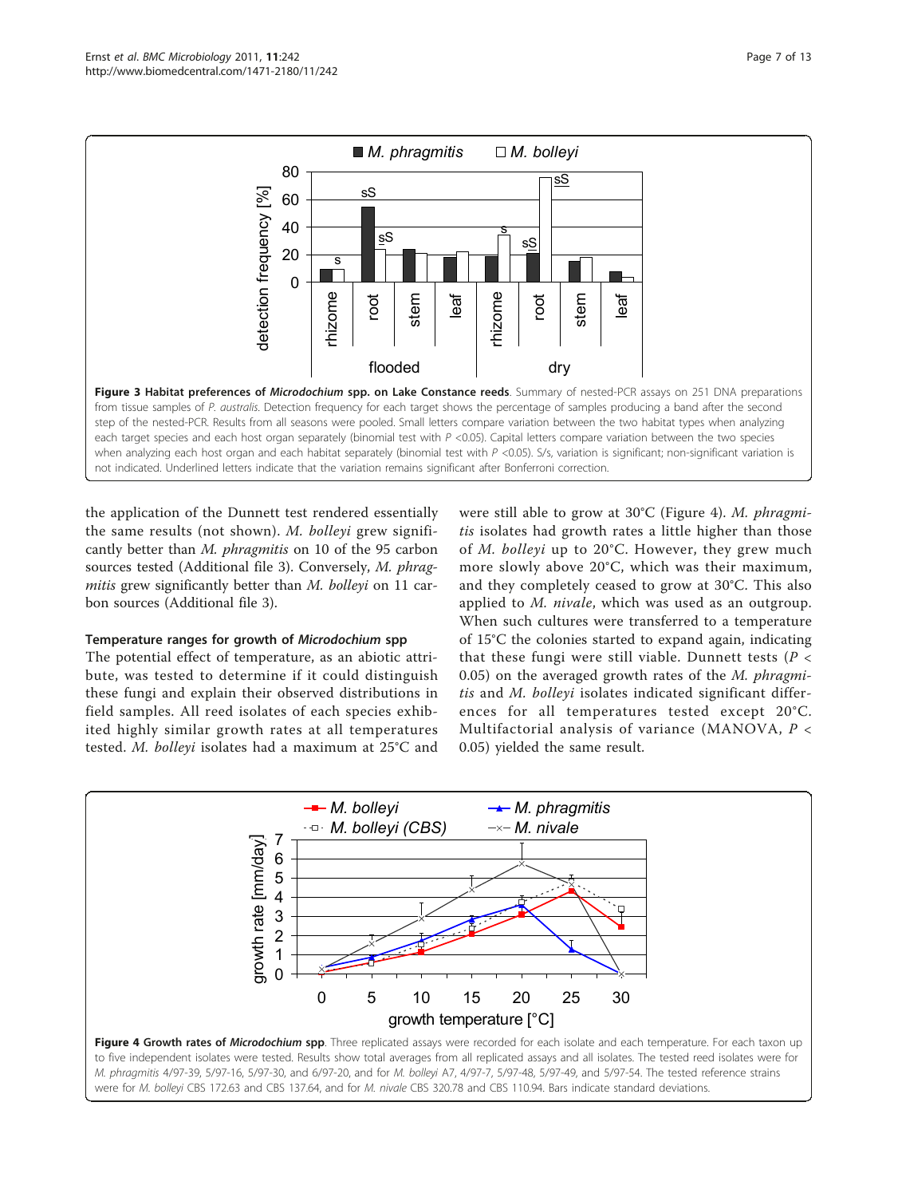**Figure 3 Habitat preferences of *Microdochium* spp. on Lake Constance reeds**. Summary of nested-PCR assays on 251 DNA preparations from tissue samples of *P. australis*. Detection frequency for each target shows the percentage of samples producing a band after the second step of the nested-PCR. Results from all seasons were pooled. Small letters compare variation between the two habitat types when analyzing each target species and each host organ separately (binomial test with $P$ <0.05). Capital letters compare variation between the two species when analyzing each host organ and each habitat separately (binomial test with $P$ <0.05). S/s, variation is significant; non-significant variation is not indicated. Underlined letters indicate that the variation remains significant after Bonferroni correction.

the application of the Dunnett test rendered essentially the same results (not shown). *M. bolleyi* grew significantly better than *M. phragmitis* on 10 of the 95 carbon sources tested (Additional file 3). Conversely, *M. phragmitis* grew significantly better than *M. bolleyi* on 11 carbon sources (Additional file 3).

#### Temperature ranges for growth of *Microdochium* spp

The potential effect of temperature, as an abiotic attribute, was tested to determine if it could distinguish these fungi and explain their observed distributions in field samples. All reed isolates of each species exhibited highly similar growth rates at all temperatures tested. *M. bolleyi* isolates had a maximum at 25°C and were still able to grow at 30°C (Figure 4). *M. phragmitis* isolates had growth rates a little higher than those of *M. bolleyi* up to 20°C. However, they grew much more slowly above 20°C, which was their maximum, and they completely ceased to grow at 30°C. This also applied to *M. nivale*, which was used as an outgroup. When such cultures were transferred to a temperature of 15°C the colonies started to expand again, indicating that these fungi were still viable. Dunnett tests ($P$ < 0.05) on the averaged growth rates of the *M. phragmitis* and *M. bolleyi* isolates indicated significant differences for all temperatures tested except 20°C. Multifactorial analysis of variance (MANOVA, $P$ < 0.05) yielded the same result.

**Figure 4 Growth rates of *Microdochium* spp**. Three replicated assays were recorded for each isolate and each temperature. For each taxon up to five independent isolates were tested. Results show total averages from all replicated assays and all isolates. The tested reed isolates were for *M. phragmitis* 4/97-39, 5/97-16, 5/97-30, and 6/97-20, and for *M. bolleyi* A7, 4/97-7, 5/97-48, 5/97-49, and 5/97-54. The tested reference strains were for *M. bolleyi* CBS 172.63 and CBS 137.64, and for *M. nivale* CBS 320.78 and CBS 110.94. Bars indicate standard deviations.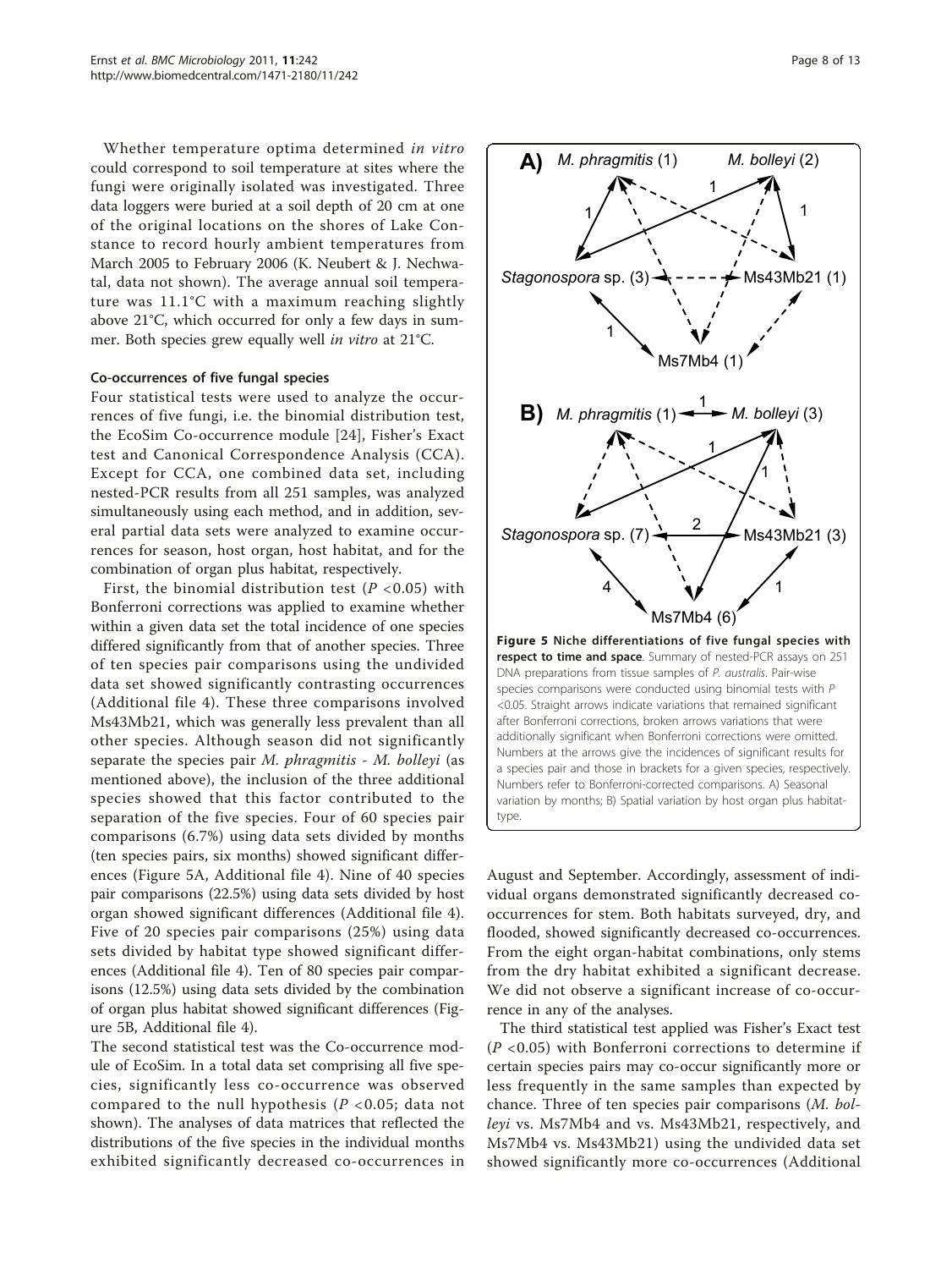Whether temperature optima determined *in vitro* could correspond to soil temperature at sites where the fungi were originally isolated was investigated. Three data loggers were buried at a soil depth of 20 cm at one of the original locations on the shores of Lake Constance to record hourly ambient temperatures from March 2005 to February 2006 (K. Neubert & J. Nechwatal, data not shown). The average annual soil temperature was 11.1°C with a maximum reaching slightly above 21°C, which occurred for only a few days in summer. Both species grew equally well *in vitro* at 21°C.

#### Co-occurrences of five fungal species

Four statistical tests were used to analyze the occurrences of five fungi, i.e. the binomial distribution test, the EcoSim Co-occurrence module [24], Fisher's Exact test and Canonical Correspondence Analysis (CCA). Except for CCA, one combined data set, including nested-PCR results from all 251 samples, was analyzed simultaneously using each method, and in addition, several partial data sets were analyzed to examine occurrences for season, host organ, host habitat, and for the combination of organ plus habitat, respectively.

First, the binomial distribution test ($P < 0.05$) with Bonferroni corrections was applied to examine whether within a given data set the total incidence of one species differed significantly from that of another species. Three of ten species pair comparisons using the undivided data set showed significantly contrasting occurrences (Additional file 4). These three comparisons involved Ms43Mb21, which was generally less prevalent than all other species. Although season did not significantly separate the species pair *M. phragmitis* - *M. bolleyi* (as mentioned above), the inclusion of the three additional species showed that this factor contributed to the separation of the five species. Four of 60 species pair comparisons (6.7%) using data sets divided by months (ten species pairs, six months) showed significant differences (Figure 5A, Additional file 4). Nine of 40 species pair comparisons (22.5%) using data sets divided by host organ showed significant differences (Additional file 4). Five of 20 species pair comparisons (25%) using data sets divided by habitat type showed significant differences (Additional file 4). Ten of 80 species pair comparisons (12.5%) using data sets divided by the combination of organ plus habitat showed significant differences (Figure 5B, Additional file 4).

The second statistical test was the Co-occurrence module of EcoSim. In a total data set comprising all five species, significantly less co-occurrence was observed compared to the null hypothesis ($P < 0.05$; data not shown). The analyses of data matrices that reflected the distributions of the five species in the individual months exhibited significantly decreased co-occurrences in August and September. Accordingly, assessment of individual organs demonstrated significantly decreased co-occurrences for stem. Both habitats surveyed, dry, and flooded, showed significantly decreased co-occurrences. From the eight organ-habitat combinations, only stems from the dry habitat exhibited a significant decrease. We did not observe a significant increase of co-occurrence in any of the analyses.

**Figure 5 Niche differentiations of five fungal species with respect to time and space**. Summary of nested-PCR assays on 251 DNA preparations from tissue samples of *P. australis*. Pair-wise species comparisons were conducted using binomial tests with $P < 0.05$. Straight arrows indicate variations that remained significant after Bonferroni corrections, broken arrows variations that were additionally significant when Bonferroni corrections were omitted. Numbers at the arrows give the incidences of significant results for a species pair and those in brackets for a given species, respectively. Numbers refer to Bonferroni-corrected comparisons. A) Seasonal variation by months; B) Spatial variation by host organ plus habitat-type.

The third statistical test applied was Fisher's Exact test ($P < 0.05$) with Bonferroni corrections to determine if certain species pairs may co-occur significantly more or less frequently in the same samples than expected by chance. Three of ten species pair comparisons (*M. bolleyi* vs. Ms7Mb4 and vs. Ms43Mb21, respectively, and Ms7Mb4 vs. Ms43Mb21) using the undivided data set showed significantly more co-occurrences (Additional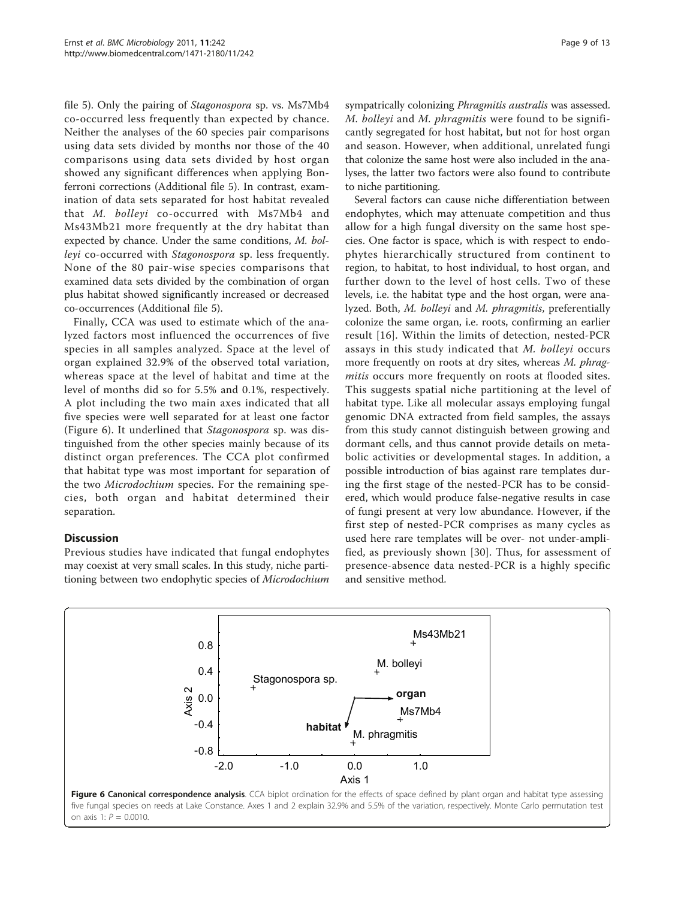file 5). Only the pairing of *Stagonospora* sp. vs. Ms7Mb4 co-occurred less frequently than expected by chance. Neither the analyses of the 60 species pair comparisons using data sets divided by months nor those of the 40 comparisons using data sets divided by host organ showed any significant differences when applying Bonferroni corrections (Additional file 5). In contrast, examination of data sets separated for host habitat revealed that *M. bolleyi* co-occurred with Ms7Mb4 and Ms43Mb21 more frequently at the dry habitat than expected by chance. Under the same conditions, *M. bolleyi* co-occurred with *Stagonospora* sp. less frequently. None of the 80 pair-wise species comparisons that examined data sets divided by the combination of organ plus habitat showed significantly increased or decreased co-occurrences (Additional file 5).

Finally, CCA was used to estimate which of the analyzed factors most influenced the occurrences of five species in all samples analyzed. Space at the level of organ explained 32.9% of the observed total variation, whereas space at the level of habitat and time at the level of months did so for 5.5% and 0.1%, respectively. A plot including the two main axes indicated that all five species were well separated for at least one factor (Figure 6). It underlined that *Stagonospora* sp. was distinguished from the other species mainly because of its distinct organ preferences. The CCA plot confirmed that habitat type was most important for separation of the two *Microdochium* species. For the remaining species, both organ and habitat determined their separation.

## Discussion

Previous studies have indicated that fungal endophytes may coexist at very small scales. In this study, niche partitioning between two endophytic species of *Microdochium* sympatrically colonizing *Phragmitis australis* was assessed. *M. bolleyi* and *M. phragmitis* were found to be significantly segregated for host habitat, but not for host organ and season. However, when additional, unrelated fungi that colonize the same host were also included in the analyses, the latter two factors were also found to contribute to niche partitioning.

Several factors can cause niche differentiation between endophytes, which may attenuate competition and thus allow for a high fungal diversity on the same host species. One factor is space, which is with respect to endophytes hierarchically structured from continent to region, to habitat, to host individual, to host organ, and further down to the level of host cells. Two of these levels, i.e. the habitat type and the host organ, were analyzed. Both, *M. bolleyi* and *M. phragmitis*, preferentially colonize the same organ, i.e. roots, confirming an earlier result [16]. Within the limits of detection, nested-PCR assays in this study indicated that *M. bolleyi* occurs more frequently on roots at dry sites, whereas *M. phragmitis* occurs more frequently on roots at flooded sites. This suggests spatial niche partitioning at the level of habitat type. Like all molecular assays employing fungal genomic DNA extracted from field samples, the assays from this study cannot distinguish between growing and dormant cells, and thus cannot provide details on metabolic activities or developmental stages. In addition, a possible introduction of bias against rare templates during the first stage of the nested-PCR has to be considered, which would produce false-negative results in case of fungi present at very low abundance. However, if the first step of nested-PCR comprises as many cycles as used here rare templates will be over- not under-amplified, as previously shown [30]. Thus, for assessment of presence-absence data nested-PCR is a highly specific and sensitive method.

Ms43Mb21
M. bolleyi
Stagonospora sp.
organ
Ms7Mb4
habitat
M. phragmitis
0.8
0.4
0.0
-0.4
-0.8
Axis 2
-2.0
-1.0
0.0
1.0
Axis 1

**Figure 6 Canonical correspondence analysis**. CCA biplot ordination for the effects of space defined by plant organ and habitat type assessing five fungal species on reeds at Lake Constance. Axes 1 and 2 explain 32.9% and 5.5% of the variation, respectively. Monte Carlo permutation test on axis 1: $P = 0.0010$.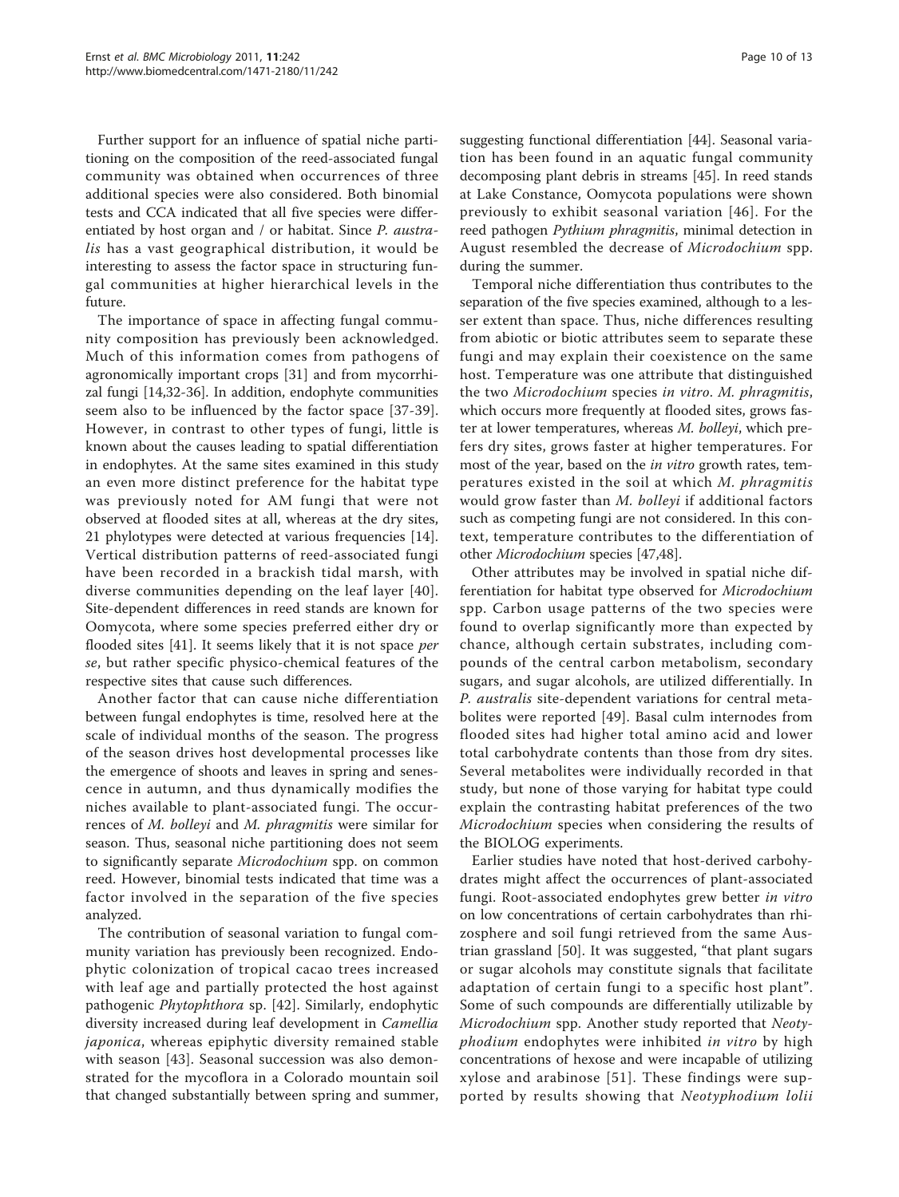Further support for an influence of spatial niche partitioning on the composition of the reed-associated fungal community was obtained when occurrences of three additional species were also considered. Both binomial tests and CCA indicated that all five species were differentiated by host organ and / or habitat. Since *P. australis* has a vast geographical distribution, it would be interesting to assess the factor space in structuring fungal communities at higher hierarchical levels in the future.

The importance of space in affecting fungal community composition has previously been acknowledged. Much of this information comes from pathogens of agronomically important crops [31] and from mycorrhizal fungi [14,32-36]. In addition, endophyte communities seem also to be influenced by the factor space [37-39]. However, in contrast to other types of fungi, little is known about the causes leading to spatial differentiation in endophytes. At the same sites examined in this study an even more distinct preference for the habitat type was previously noted for AM fungi that were not observed at flooded sites at all, whereas at the dry sites, 21 phylotypes were detected at various frequencies [14]. Vertical distribution patterns of reed-associated fungi have been recorded in a brackish tidal marsh, with diverse communities depending on the leaf layer [40]. Site-dependent differences in reed stands are known for Oomycota, where some species preferred either dry or flooded sites [41]. It seems likely that it is not space *per se*, but rather specific physico-chemical features of the respective sites that cause such differences.

Another factor that can cause niche differentiation between fungal endophytes is time, resolved here at the scale of individual months of the season. The progress of the season drives host developmental processes like the emergence of shoots and leaves in spring and senescence in autumn, and thus dynamically modifies the niches available to plant-associated fungi. The occurrences of *M. bolleyi* and *M. phragmitis* were similar for season. Thus, seasonal niche partitioning does not seem to significantly separate *Microdochium* spp. on common reed. However, binomial tests indicated that time was a factor involved in the separation of the five species analyzed.

The contribution of seasonal variation to fungal community variation has previously been recognized. Endophytic colonization of tropical cacao trees increased with leaf age and partially protected the host against pathogenic *Phytophthora* sp. [42]. Similarly, endophytic diversity increased during leaf development in *Camellia japonica*, whereas epiphytic diversity remained stable with season [43]. Seasonal succession was also demonstrated for the mycoflora in a Colorado mountain soil that changed substantially between spring and summer, suggesting functional differentiation [44]. Seasonal variation has been found in an aquatic fungal community decomposing plant debris in streams [45]. In reed stands at Lake Constance, Oomycota populations were shown previously to exhibit seasonal variation [46]. For the reed pathogen *Pythium phragmitis*, minimal detection in August resembled the decrease of *Microdochium* spp. during the summer.

Temporal niche differentiation thus contributes to the separation of the five species examined, although to a lesser extent than space. Thus, niche differences resulting from abiotic or biotic attributes seem to separate these fungi and may explain their coexistence on the same host. Temperature was one attribute that distinguished the two *Microdochium* species *in vitro*. *M. phragmitis*, which occurs more frequently at flooded sites, grows faster at lower temperatures, whereas *M. bolleyi*, which prefers dry sites, grows faster at higher temperatures. For most of the year, based on the *in vitro* growth rates, temperatures existed in the soil at which *M. phragmitis* would grow faster than *M. bolleyi* if additional factors such as competing fungi are not considered. In this context, temperature contributes to the differentiation of other *Microdochium* species [47,48].

Other attributes may be involved in spatial niche differentiation for habitat type observed for *Microdochium* spp. Carbon usage patterns of the two species were found to overlap significantly more than expected by chance, although certain substrates, including compounds of the central carbon metabolism, secondary sugars, and sugar alcohols, are utilized differentially. In *P. australis* site-dependent variations for central metabolites were reported [49]. Basal culm internodes from flooded sites had higher total amino acid and lower total carbohydrate contents than those from dry sites. Several metabolites were individually recorded in that study, but none of those varying for habitat type could explain the contrasting habitat preferences of the two *Microdochium* species when considering the results of the BIOLOG experiments.

Earlier studies have noted that host-derived carbohydrates might affect the occurrences of plant-associated fungi. Root-associated endophytes grew better *in vitro* on low concentrations of certain carbohydrates than rhizosphere and soil fungi retrieved from the same Austrian grassland [50]. It was suggested, "that plant sugars or sugar alcohols may constitute signals that facilitate adaptation of certain fungi to a specific host plant". Some of such compounds are differentially utilizable by *Microdochium* spp. Another study reported that *Neotyphodium* endophytes were inhibited *in vitro* by high concentrations of hexose and were incapable of utilizing xylose and arabinose [51]. These findings were supported by results showing that *Neotyphodium lolii*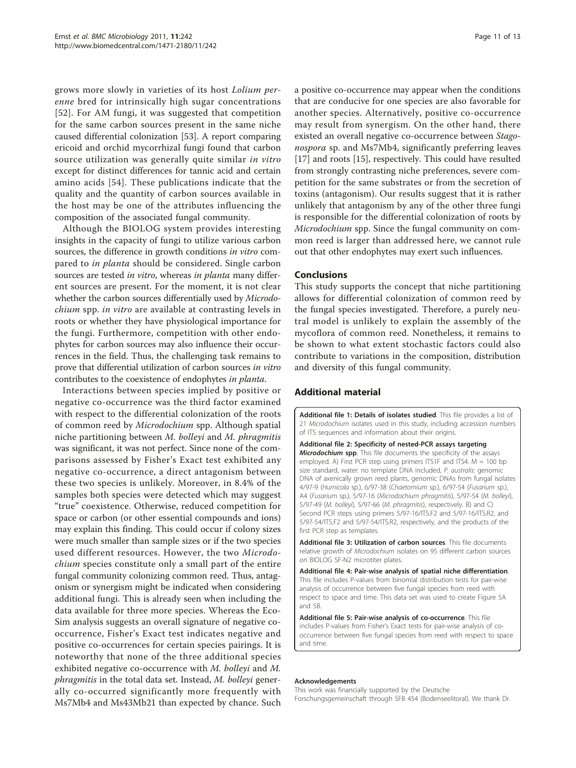grows more slowly in varieties of its host *Lolium perenne* bred for intrinsically high sugar concentrations [52]. For AM fungi, it was suggested that competition for the same carbon sources present in the same niche caused differential colonization [53]. A report comparing ericoid and orchid mycorrhizal fungi found that carbon source utilization was generally quite similar *in vitro* except for distinct differences for tannic acid and certain amino acids [54]. These publications indicate that the quality and the quantity of carbon sources available in the host may be one of the attributes influencing the composition of the associated fungal community.

Although the BIOLOG system provides interesting insights in the capacity of fungi to utilize various carbon sources, the difference in growth conditions *in vitro* compared to *in planta* should be considered. Single carbon sources are tested *in vitro*, whereas *in planta* many different sources are present. For the moment, it is not clear whether the carbon sources differentially used by *Microdochium* spp. *in vitro* are available at contrasting levels in roots or whether they have physiological importance for the fungi. Furthermore, competition with other endophytes for carbon sources may also influence their occurrences in the field. Thus, the challenging task remains to prove that differential utilization of carbon sources *in vitro* contributes to the coexistence of endophytes *in planta*.

Interactions between species implied by positive or negative co-occurrence was the third factor examined with respect to the differential colonization of the roots of common reed by *Microdochium* spp. Although spatial niche partitioning between *M. bolleyi* and *M. phragmitis* was significant, it was not perfect. Since none of the comparisons assessed by Fisher's Exact test exhibited any negative co-occurrence, a direct antagonism between these two species is unlikely. Moreover, in 8.4% of the samples both species were detected which may suggest "true" coexistence. Otherwise, reduced competition for space or carbon (or other essential compounds and ions) may explain this finding. This could occur if colony sizes were much smaller than sample sizes or if the two species used different resources. However, the two *Microdochium* species constitute only a small part of the entire fungal community colonizing common reed. Thus, antagonism or synergism might be indicated when considering additional fungi. This is already seen when including the data available for three more species. Whereas the EcoSim analysis suggests an overall signature of negative co-occurrence, Fisher's Exact test indicates negative and positive co-occurrences for certain species pairings. It is noteworthy that none of the three additional species exhibited negative co-occurrence with *M. bolleyi* and *M. phragmitis* in the total data set. Instead, *M. bolleyi* generally co-occurred significantly more frequently with Ms7Mb4 and Ms43Mb21 than expected by chance. Such a positive co-occurrence may appear when the conditions that are conducive for one species are also favorable for another species. Alternatively, positive co-occurrence may result from synergism. On the other hand, there existed an overall negative co-occurrence between *Stagonospora* sp. and Ms7Mb4, significantly preferring leaves [17] and roots [15], respectively. This could have resulted from strongly contrasting niche preferences, severe competition for the same substrates or from the secretion of toxins (antagonism). Our results suggest that it is rather unlikely that antagonism by any of the other three fungi is responsible for the differential colonization of roots by *Microdochium* spp. Since the fungal community on common reed is larger than addressed here, we cannot rule out that other endophytes may exert such influences.

## Conclusions

This study supports the concept that niche partitioning allows for differential colonization of common reed by the fungal species investigated. Therefore, a purely neutral model is unlikely to explain the assembly of the mycoflora of common reed. Nonetheless, it remains to be shown to what extent stochastic factors could also contribute to variations in the composition, distribution and diversity of this fungal community.

## Additional material

**Additional file 1: Details of isolates studied**. This file provides a list of 21 *Microdochium* isolates used in this study, including accession numbers of ITS sequences and information about their origins.

**Additional file 2: Specificity of nested-PCR assays targeting *Microdochium* spp**. This file documents the specificity of the assays employed. A) First PCR step using primers ITS1F and ITS4. M = 100 bp size standard, water: no template DNA included, *P. australis*: genomic DNA of axenically grown reed plants, genomic DNAs from fungal isolates 4/97-9 (*Humicola* sp.), 6/97-38 (*Chaetomium* sp.), 6/97-54 (*Fusarium* sp.), A4 (*Fusarium* sp.), 5/97-16 (*Microdochium phragmitis*), 5/97-54 (*M. bolleyi*), 5/97-49 (*M. bolleyi*), 5/97-66 (*M. phragmitis*), respectively. B) and C) Second PCR steps using primers 5/97-16/ITS.F2 and 5/97-16/ITS.R2, and 5/97-54/ITS.F2 and 5/97-54/ITS.R2, respectively, and the products of the first PCR step as templates.

**Additional file 3: Utilization of carbon sources**. This file documents relative growth of *Microdochium* isolates on 95 different carbon sources on BIOLOG SF-N2 microtiter plates.

**Additional file 4: Pair-wise analysis of spatial niche differentiation**. This file includes P-values from binomial distribution tests for pair-wise analysis of occurrence between five fungal species from reed with respect to space and time. This data set was used to create Figure 5A and 5B.

**Additional file 5: Pair-wise analysis of co-occurrence**. This file includes P-values from Fisher's Exact tests for pair-wise analysis of co-occurrence between five fungal species from reed with respect to space and time.

#### Acknowledgements

This work was financially supported by the Deutsche Forschungsgemeinschaft through SFB 454 (Bodenseelitoral). We thank Dr.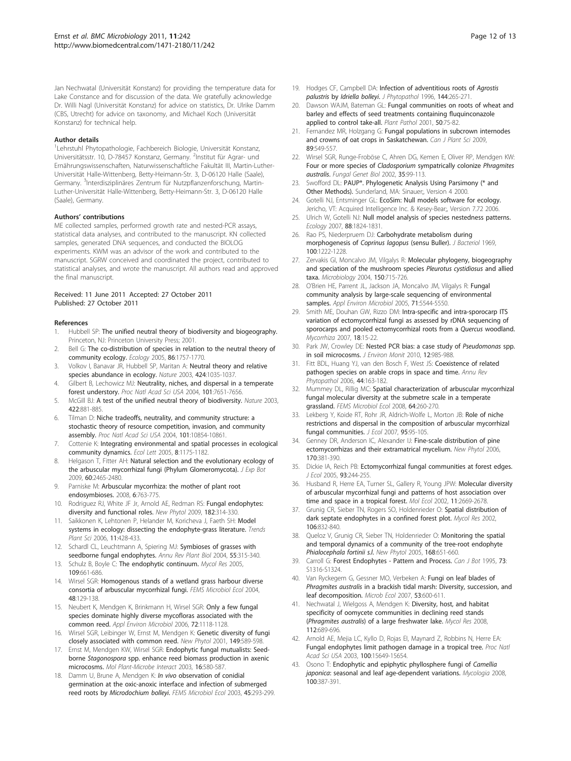Jan Nechwatal (Universität Konstanz) for providing the temperature data for Lake Constance and for discussion of the data. We gratefully acknowledge Dr. Willi Nagl (Universität Konstanz) for advice on statistics, Dr. Ulrike Damm (CBS, Utrecht) for advice on taxonomy, and Michael Koch (Universität Konstanz) for technical help.

#### Author details

[1]Lehrstuhl Phytopathologie, Fachbereich Biologie, Universität Konstanz, Universitätsstr. 10, D-78457 Konstanz, Germany. [2]Institut für Agrar- und Ernährungswissenschaften, Naturwissenschaftliche Fakultät III, Martin-Luther-Universität Halle-Wittenberg, Betty-Heimann-Str. 3, D-06120 Halle (Saale), Germany. [3]Interdisziplinäres Zentrum für Nutzpflanzenforschung, Martin-Luther-Universität Halle-Wittenberg, Betty-Heimann-Str. 3, D-06120 Halle (Saale), Germany.

#### Authors' contributions

ME collected samples, performed growth rate and nested-PCR assays, statistical data analyses, and contributed to the manuscript. KN collected samples, generated DNA sequences, and conducted the BIOLOG experiments. KWM was an advisor of the work and contributed to the manuscript. SGRW conceived and coordinated the project, contributed to statistical analyses, and wrote the manuscript. All authors read and approved the final manuscript.

Received: 11 June 2011 Accepted: 27 October 2011
Published: 27 October 2011

#### References

1. Hubbell SP: The unified neutral theory of biodiversity and biogeography. Princeton, NJ: Princeton University Press; 2001.
2. Bell G: The co-distribution of species in relation to the neutral theory of community ecology. *Ecology* 2005, **86**:1757-1770.
3. Volkov I, Banavar JR, Hubbell SP, Maritan A: Neutral theory and relative species abundance in ecology. *Nature* 2003, **424**:1035-1037.
4. Gilbert B, Lechowicz MJ: Neutrality, niches, and dispersal in a temperate forest understory. *Proc Natl Acad Sci USA* 2004, **101**:7651-7656.
5. McGill BJ: A test of the unified neutral theory of biodiversity. *Nature* 2003, **422**:881-885.
6. Tilman D: Niche tradeoffs, neutrality, and community structure: a stochastic theory of resource competition, invasion, and community assembly. *Proc Natl Acad Sci USA* 2004, **101**:10854-10861.
7. Cottenie K: Integrating environmental and spatial processes in ecological community dynamics. *Ecol Lett* 2005, **8**:1175-1182.
8. Helgason T, Fitter AH: Natural selection and the evolutionary ecology of the arbuscular mycorrhizal fungi (Phylum Glomeromycota). *J Exp Bot* 2009, **60**:2465-2480.
9. Parniske M: Arbuscular mycorrhiza: the mother of plant root endosymbioses. 2008, **6**:763-775.
10. Rodriguez RJ, White JF Jr, Arnold AE, Redman RS: Fungal endophytes: diversity and functional roles. *New Phytol* 2009, **182**:314-330.
11. Saikkonen K, Lehtonen P, Helander M, Koricheva J, Faeth SH: Model systems in ecology: dissecting the endophyte-grass literature. *Trends Plant Sci* 2006, **11**:428-433.
12. Schardl CL, Leuchtmann A, Spiering MJ: Symbioses of grasses with seedborne fungal endophytes. *Annu Rev Plant Biol* 2004, **55**:315-340.
13. Schulz B, Boyle C: The endophytic continuum. *Mycol Res* 2005, **109**:661-686.
14. Wirsel SGR: Homogenous stands of a wetland grass harbour diverse consortia of arbuscular mycorrhizal fungi. *FEMS Microbiol Ecol* 2004, **48**:129-138.
15. Neubert K, Mendgen K, Brinkmann H, Wirsel SGR: Only a few fungal species dominate highly diverse mycofloras associated with the common reed. *Appl Environ Microbiol* 2006, **72**:1118-1128.
16. Wirsel SGR, Leibinger W, Ernst M, Mendgen K: Genetic diversity of fungi closely associated with common reed. *New Phytol* 2001, **149**:589-598.
17. Ernst M, Mendgen KW, Wirsel SGR: Endophytic fungal mutualists: Seed-borne *Stagonospora* spp. enhance reed biomass production in axenic microcosms. *Mol Plant-Microbe Interact* 2003, **16**:580-587.
18. Damm U, Brune A, Mendgen K: *In vivo* observation of conidial germination at the oxic-anoxic interface and infection of submerged reed roots by *Microdochium bolleyi*. *FEMS Microbiol Ecol* 2003, **45**:293-299.
19. Hodges CF, Campbell DA: Infection of adventitious roots of *Agrostis palustris* by *Idriella bolleyi*. *J Phytopathol* 1996, **144**:265-271.
20. Dawson WAJM, Bateman GL: Fungal communities on roots of wheat and barley and effects of seed treatments containing fluquinconazole applied to control take-all. *Plant Pathol* 2001, **50**:75-82.
21. Fernandez MR, Holzgang G: Fungal populations in subcrown internodes and crowns of oat crops in Saskatchewan. *Can J Plant Sci* 2009, **89**:549-557.
22. Wirsel SGR, Runge-Froböse C, Ahren DG, Kemen E, Oliver RP, Mendgen KW: Four or more species of *Cladosporium* sympatrically colonize *Phragmites australis*. *Fungal Genet Biol* 2002, **35**:99-113.
23. Swofford DL: PAUP*. Phylogenetic Analysis Using Parsimony (* and Other Methods). Sunderland, MA: Sinauer;, Version 4 2000.
24. Gotelli NJ, Entsminger GL: EcoSim: Null models software for ecology. Jericho, VT: Acquired Intelligence Inc. & Kesey-Bear;, Version 7.72 2006.
25. Ulrich W, Gotelli NJ: Null model analysis of species nestedness patterns. *Ecology* 2007, **88**:1824-1831.
26. Rao PS, Niederpruem DJ: Carbohydrate metabolism during morphogenesis of *Coprinus lagopus* (sensu Buller). *J Bacteriol* 1969, **100**:1222-1228.
27. Zervakis GI, Moncalvo JM, Vilgalys R: Molecular phylogeny, biogeography and speciation of the mushroom species *Pleurotus cystidiosus* and allied taxa. *Microbiology* 2004, **150**:715-726.
28. O'Brien HE, Parrent JL, Jackson JA, Moncalvo JM, Vilgalys R: Fungal community analysis by large-scale sequencing of environmental samples. *Appl Environ Microbiol* 2005, **71**:5544-5550.
29. Smith ME, Douhan GW, Rizzo DM: Intra-specific and intra-sporocarp ITS variation of ectomycorrhizal fungi as assessed by rDNA sequencing of sporocarps and pooled ectomycorrhizal roots from a *Quercus* woodland. *Mycorrhiza* 2007, **18**:15-22.
30. Park JW, Crowley DE: Nested PCR bias: a case study of *Pseudomonas* spp. in soil microcosms. *J Environ Monit* 2010, **12**:985-988.
31. Fitt BDL, Huang YJ, van den Bosch F, West JS: Coexistence of related pathogen species on arable crops in space and time. *Annu Rev Phytopathol* 2006, **44**:163-182.
32. Mummey DL, Rillig MC: Spatial characterization of arbuscular mycorrhizal fungal molecular diversity at the submetre scale in a temperate grassland. *FEMS Microbiol Ecol* 2008, **64**:260-270.
33. Lekberg Y, Koide RT, Rohr JR, Aldrich-Wolfe L, Morton JB: Role of niche restrictions and dispersal in the composition of arbuscular mycorrhizal fungal communities. *J Ecol* 2007, **95**:95-105.
34. Genney DR, Anderson IC, Alexander IJ: Fine-scale distribution of pine ectomycorrhizas and their extramatrical mycelium. *New Phytol* 2006, **170**:381-390.
35. Dickie IA, Reich PB: Ectomycorrhizal fungal communities at forest edges. *J Ecol* 2005, **93**:244-255.
36. Husband R, Herre EA, Turner SL, Gallery R, Young JPW: Molecular diversity of arbuscular mycorrhizal fungi and patterns of host association over time and space in a tropical forest. *Mol Ecol* 2002, **11**:2669-2678.
37. Grunig CR, Sieber TN, Rogers SO, Holdenrieder O: Spatial distribution of dark septate endophytes in a confined forest plot. *Mycol Res* 2002, **106**:832-840.
38. Queloz V, Grunig CR, Sieber TN, Holdenrieder O: Monitoring the spatial and temporal dynamics of a community of the tree-root endophyte *Phialocephala fortinii s.l.* *New Phytol* 2005, **168**:651-660.
39. Carroll G: Forest Endophytes - Pattern and Process. *Can J Bot* 1995, **73**: S1316-S1324.
40. Van Ryckegem G, Gessner MO, Verbeken A: Fungi on leaf blades of *Phragmites australis* in a brackish tidal marsh: Diversity, succession, and leaf decomposition. *Microb Ecol* 2007, **53**:600-611.
41. Nechwatal J, Wielgoss A, Mendgen K: Diversity, host, and habitat specificity of oomycete communities in declining reed stands (*Phragmites australis*) of a large freshwater lake. *Mycol Res* 2008, **112**:689-696.
42. Arnold AE, Mejia LC, Kyllo D, Rojas EI, Maynard Z, Robbins N, Herre EA: Fungal endophytes limit pathogen damage in a tropical tree. *Proc Natl Acad Sci USA* 2003, **100**:15649-15654.
43. Osono T: Endophytic and epiphytic phyllosphere fungi of *Camellia japonica*: seasonal and leaf age-dependent variations. *Mycologia* 2008, **100**:387-391.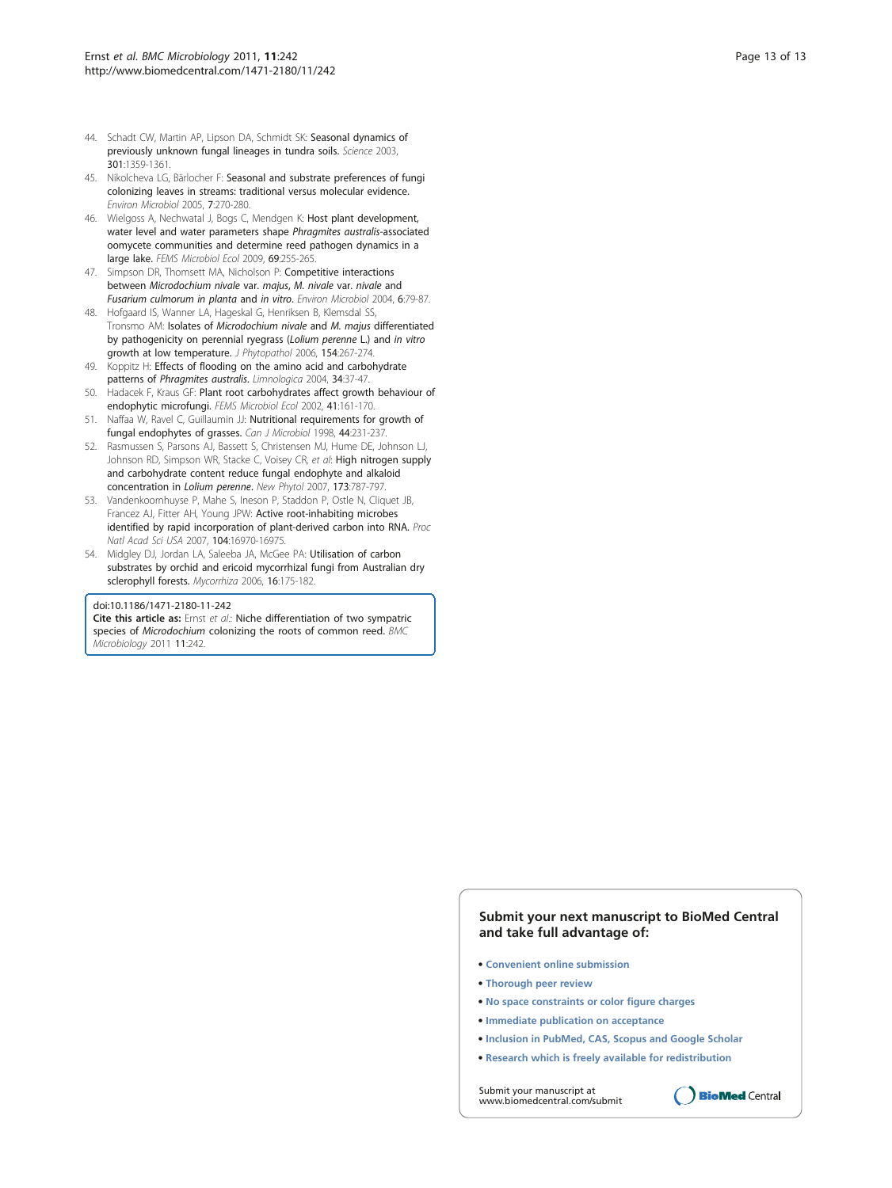44. Schadt CW, Martin AP, Lipson DA, Schmidt SK: Seasonal dynamics of previously unknown fungal lineages in tundra soils. *Science* 2003, **301**:1359-1361.
45. Nikolcheva LG, Bärlocher F: Seasonal and substrate preferences of fungi colonizing leaves in streams: traditional versus molecular evidence. *Environ Microbiol* 2005, **7**:270-280.
46. Wielgoss A, Nechwatal J, Bogs C, Mendgen K: Host plant development, water level and water parameters shape *Phragmites australis*-associated oomycete communities and determine reed pathogen dynamics in a large lake. *FEMS Microbiol Ecol* 2009, **69**:255-265.
47. Simpson DR, Thomsett MA, Nicholson P: Competitive interactions between *Microdochium nivale* var. *majus*, *M. nivale* var. *nivale* and *Fusarium culmorum in planta* and *in vitro*. *Environ Microbiol* 2004, **6**:79-87.
48. Hofgaard IS, Wanner LA, Hageskal G, Henriksen B, Klemsdal SS, Tronsmo AM: Isolates of *Microdochium nivale* and *M. majus* differentiated by pathogenicity on perennial ryegrass (*Lolium perenne* L.) and *in vitro* growth at low temperature. *J Phytopathol* 2006, **154**:267-274.
49. Koppitz H: Effects of flooding on the amino acid and carbohydrate patterns of *Phragmites australis*. *Limnologica* 2004, **34**:37-47.
50. Hadacek F, Kraus GF: Plant root carbohydrates affect growth behaviour of endophytic microfungi. *FEMS Microbiol Ecol* 2002, **41**:161-170.
51. Naffaa W, Ravel C, Guillaumin JJ: Nutritional requirements for growth of fungal endophytes of grasses. *Can J Microbiol* 1998, **44**:231-237.
52. Rasmussen S, Parsons AJ, Bassett S, Christensen MJ, Hume DE, Johnson LJ, Johnson RD, Simpson WR, Stacke C, Voisey CR, *et al*: High nitrogen supply and carbohydrate content reduce fungal endophyte and alkaloid concentration in *Lolium perenne*. *New Phytol* 2007, **173**:787-797.
53. Vandenkoornhuyse P, Mahe S, Ineson P, Staddon P, Ostle N, Cliquet JB, Francez AJ, Fitter AH, Young JPW: Active root-inhabiting microbes identified by rapid incorporation of plant-derived carbon into RNA. *Proc Natl Acad Sci USA* 2007, **104**:16970-16975.
54. Midgley DJ, Jordan LA, Saleeba JA, McGee PA: Utilisation of carbon substrates by orchid and ericoid mycorrhizal fungi from Australian dry sclerophyll forests. *Mycorrhiza* 2006, **16**:175-182.

doi:10.1186/1471-2180-11-242
**Cite this article as:** Ernst *et al.*: Niche differentiation of two sympatric species of *Microdochium* colonizing the roots of common reed. *BMC Microbiology* 2011 **11**:242.

**Submit your next manuscript to BioMed Central and take full advantage of:**

- Convenient online submission
- Thorough peer review
- No space constraints or color figure charges
- Immediate publication on acceptance
- Inclusion in PubMed, CAS, Scopus and Google Scholar
- Research which is freely available for redistribution

Submit your manuscript at www.biomedcentral.com/submit

BioMed Central